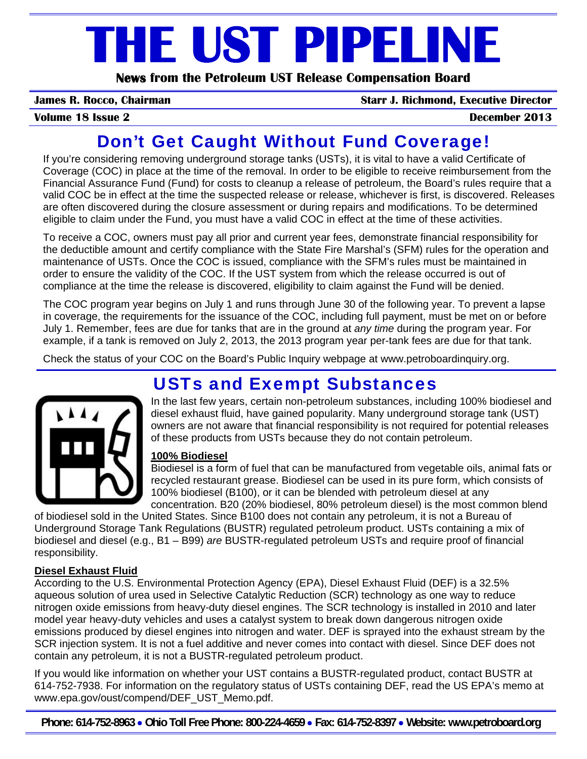# THE UST PIPELINE

**News from the Petroleum UST Release Compensation Board**

**James R. Rocco, Chairman** | **Starr J. Richmond, Executive Director**

**Volume 18 Issue 2** | **December 2013**

## Don't Get Caught Without Fund Coverage!

If you're considering removing underground storage tanks (USTs), it is vital to have a valid Certificate of Coverage (COC) in place at the time of the removal. In order to be eligible to receive reimbursement from the Financial Assurance Fund (Fund) for costs to cleanup a release of petroleum, the Board's rules require that a valid COC be in effect at the time the suspected release or release, whichever is first, is discovered. Releases are often discovered during the closure assessment or during repairs and modifications. To be determined eligible to claim under the Fund, you must have a valid COC in effect at the time of these activities.

To receive a COC, owners must pay all prior and current year fees, demonstrate financial responsibility for the deductible amount and certify compliance with the State Fire Marshal's (SFM) rules for the operation and maintenance of USTs. Once the COC is issued, compliance with the SFM's rules must be maintained in order to ensure the validity of the COC. If the UST system from which the release occurred is out of compliance at the time the release is discovered, eligibility to claim against the Fund will be denied.

The COC program year begins on July 1 and runs through June 30 of the following year. To prevent a lapse in coverage, the requirements for the issuance of the COC, including full payment, must be met on or before July 1. Remember, fees are due for tanks that are in the ground at *any time* during the program year. For example, if a tank is removed on July 2, 2013, the 2013 program year per-tank fees are due for that tank.

Check the status of your COC on the Board's Public Inquiry webpage at www.petroboardinquiry.org.

## USTs and Exempt Substances

In the last few years, certain non-petroleum substances, including 100% biodiesel and diesel exhaust fluid, have gained popularity. Many underground storage tank (UST) owners are not aware that financial responsibility is not required for potential releases of these products from USTs because they do not contain petroleum.

### 100% Biodiesel

Biodiesel is a form of fuel that can be manufactured from vegetable oils, animal fats or recycled restaurant grease. Biodiesel can be used in its pure form, which consists of 100% biodiesel (B100), or it can be blended with petroleum diesel at any concentration. B20 (20% biodiesel, 80% petroleum diesel) is the most common blend of biodiesel sold in the United States. Since B100 does not contain any petroleum, it is not a Bureau of Underground Storage Tank Regulations (BUSTR) regulated petroleum product. USTs containing a mix of biodiesel and diesel (e.g., B1 – B99) *are* BUSTR-regulated petroleum USTs and require proof of financial responsibility.

### Diesel Exhaust Fluid

According to the U.S. Environmental Protection Agency (EPA), Diesel Exhaust Fluid (DEF) is a 32.5% aqueous solution of urea used in Selective Catalytic Reduction (SCR) technology as one way to reduce nitrogen oxide emissions from heavy-duty diesel engines. The SCR technology is installed in 2010 and later model year heavy-duty vehicles and uses a catalyst system to break down dangerous nitrogen oxide emissions produced by diesel engines into nitrogen and water. DEF is sprayed into the exhaust stream by the SCR injection system. It is not a fuel additive and never comes into contact with diesel. Since DEF does not contain any petroleum, it is not a BUSTR-regulated petroleum product.

If you would like information on whether your UST contains a BUSTR-regulated product, contact BUSTR at 614-752-7938. For information on the regulatory status of USTs containing DEF, read the US EPA's memo at www.epa.gov/oust/compend/DEF_UST_Memo.pdf.

**Phone: 614-752-8963 • Ohio Toll Free Phone: 800-224-4659 • Fax: 614-752-8397 • Website: www.petroboard.org**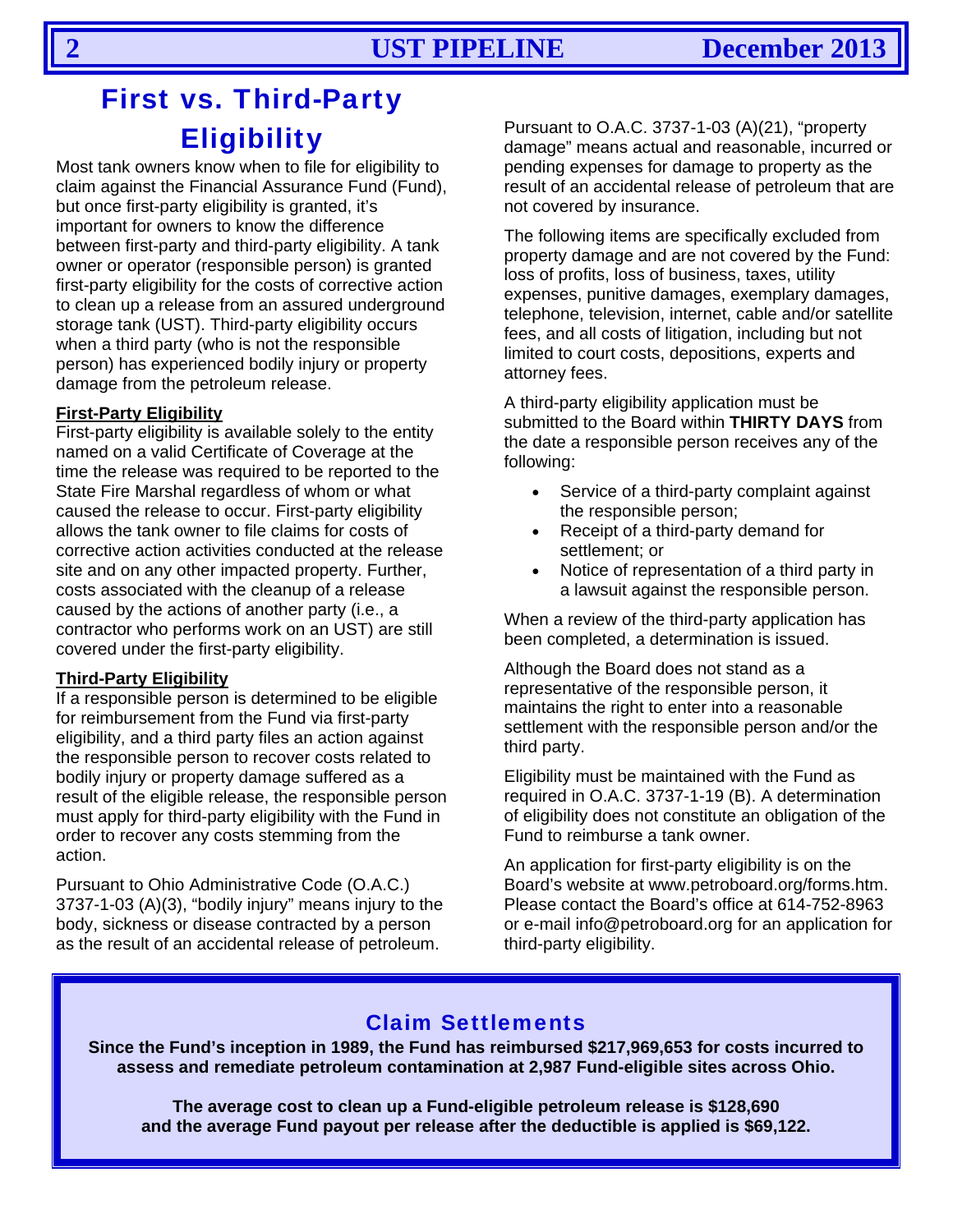# First vs. Third-Party Eligibility

Most tank owners know when to file for eligibility to claim against the Financial Assurance Fund (Fund), but once first-party eligibility is granted, it's important for owners to know the difference between first-party and third-party eligibility. A tank owner or operator (responsible person) is granted first-party eligibility for the costs of corrective action to clean up a release from an assured underground storage tank (UST). Third-party eligibility occurs when a third party (who is not the responsible person) has experienced bodily injury or property damage from the petroleum release.

**First-Party Eligibility**

First-party eligibility is available solely to the entity named on a valid Certificate of Coverage at the time the release was required to be reported to the State Fire Marshal regardless of whom or what caused the release to occur. First-party eligibility allows the tank owner to file claims for costs of corrective action activities conducted at the release site and on any other impacted property. Further, costs associated with the cleanup of a release caused by the actions of another party (i.e., a contractor who performs work on an UST) are still covered under the first-party eligibility.

**Third-Party Eligibility**

If a responsible person is determined to be eligible for reimbursement from the Fund via first-party eligibility, and a third party files an action against the responsible person to recover costs related to bodily injury or property damage suffered as a result of the eligible release, the responsible person must apply for third-party eligibility with the Fund in order to recover any costs stemming from the action.

Pursuant to Ohio Administrative Code (O.A.C.) 3737-1-03 (A)(3), "bodily injury" means injury to the body, sickness or disease contracted by a person as the result of an accidental release of petroleum.

Pursuant to O.A.C. 3737-1-03 (A)(21), "property damage" means actual and reasonable, incurred or pending expenses for damage to property as the result of an accidental release of petroleum that are not covered by insurance.

The following items are specifically excluded from property damage and are not covered by the Fund: loss of profits, loss of business, taxes, utility expenses, punitive damages, exemplary damages, telephone, television, internet, cable and/or satellite fees, and all costs of litigation, including but not limited to court costs, depositions, experts and attorney fees.

A third-party eligibility application must be submitted to the Board within **THIRTY DAYS** from the date a responsible person receives any of the following:

- Service of a third-party complaint against the responsible person;
- Receipt of a third-party demand for settlement; or
- Notice of representation of a third party in a lawsuit against the responsible person.

When a review of the third-party application has been completed, a determination is issued.

Although the Board does not stand as a representative of the responsible person, it maintains the right to enter into a reasonable settlement with the responsible person and/or the third party.

Eligibility must be maintained with the Fund as required in O.A.C. 3737-1-19 (B). A determination of eligibility does not constitute an obligation of the Fund to reimburse a tank owner.

An application for first-party eligibility is on the Board's website at www.petroboard.org/forms.htm. Please contact the Board's office at 614-752-8963 or e-mail info@petroboard.org for an application for third-party eligibility.

## Claim Settlements

**Since the Fund's inception in 1989, the Fund has reimbursed $217,969,653 for costs incurred to assess and remediate petroleum contamination at 2,987 Fund-eligible sites across Ohio.**

**The average cost to clean up a Fund-eligible petroleum release is $128,690 and the average Fund payout per release after the deductible is applied is $69,122.**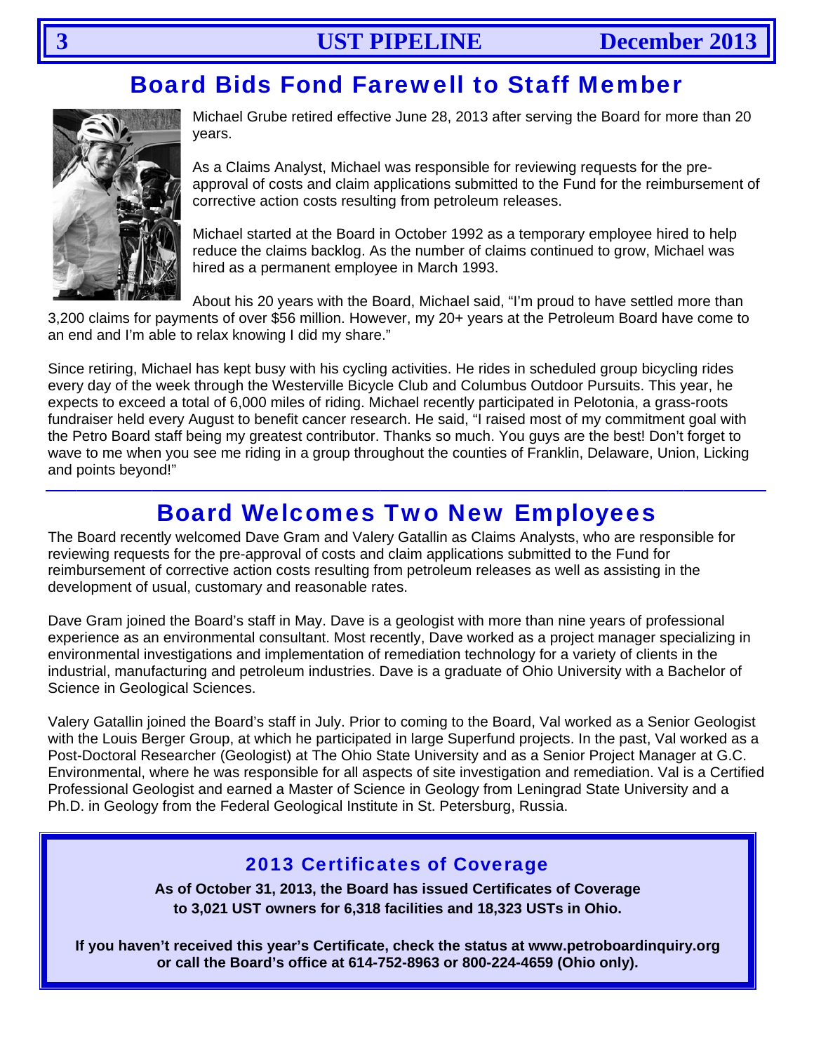## Board Bids Fond Farewell to Staff Member

Michael Grube retired effective June 28, 2013 after serving the Board for more than 20 years.

As a Claims Analyst, Michael was responsible for reviewing requests for the pre-approval of costs and claim applications submitted to the Fund for the reimbursement of corrective action costs resulting from petroleum releases.

Michael started at the Board in October 1992 as a temporary employee hired to help reduce the claims backlog. As the number of claims continued to grow, Michael was hired as a permanent employee in March 1993.

About his 20 years with the Board, Michael said, "I'm proud to have settled more than 3,200 claims for payments of over $56 million. However, my 20+ years at the Petroleum Board have come to an end and I'm able to relax knowing I did my share."

Since retiring, Michael has kept busy with his cycling activities. He rides in scheduled group bicycling rides every day of the week through the Westerville Bicycle Club and Columbus Outdoor Pursuits. This year, he expects to exceed a total of 6,000 miles of riding. Michael recently participated in Pelotonia, a grass-roots fundraiser held every August to benefit cancer research. He said, "I raised most of my commitment goal with the Petro Board staff being my greatest contributor. Thanks so much. You guys are the best! Don't forget to wave to me when you see me riding in a group throughout the counties of Franklin, Delaware, Union, Licking and points beyond!"

---

## Board Welcomes Two New Employees

The Board recently welcomed Dave Gram and Valery Gatallin as Claims Analysts, who are responsible for reviewing requests for the pre-approval of costs and claim applications submitted to the Fund for reimbursement of corrective action costs resulting from petroleum releases as well as assisting in the development of usual, customary and reasonable rates.

Dave Gram joined the Board's staff in May. Dave is a geologist with more than nine years of professional experience as an environmental consultant. Most recently, Dave worked as a project manager specializing in environmental investigations and implementation of remediation technology for a variety of clients in the industrial, manufacturing and petroleum industries. Dave is a graduate of Ohio University with a Bachelor of Science in Geological Sciences.

Valery Gatallin joined the Board's staff in July. Prior to coming to the Board, Val worked as a Senior Geologist with the Louis Berger Group, at which he participated in large Superfund projects. In the past, Val worked as a Post-Doctoral Researcher (Geologist) at The Ohio State University and as a Senior Project Manager at G.C. Environmental, where he was responsible for all aspects of site investigation and remediation. Val is a Certified Professional Geologist and earned a Master of Science in Geology from Leningrad State University and a Ph.D. in Geology from the Federal Geological Institute in St. Petersburg, Russia.

### 2013 Certificates of Coverage

**As of October 31, 2013, the Board has issued Certificates of Coverage to 3,021 UST owners for 6,318 facilities and 18,323 USTs in Ohio.**

**If you haven't received this year's Certificate, check the status at www.petroboardinquiry.org or call the Board's office at 614-752-8963 or 800-224-4659 (Ohio only).**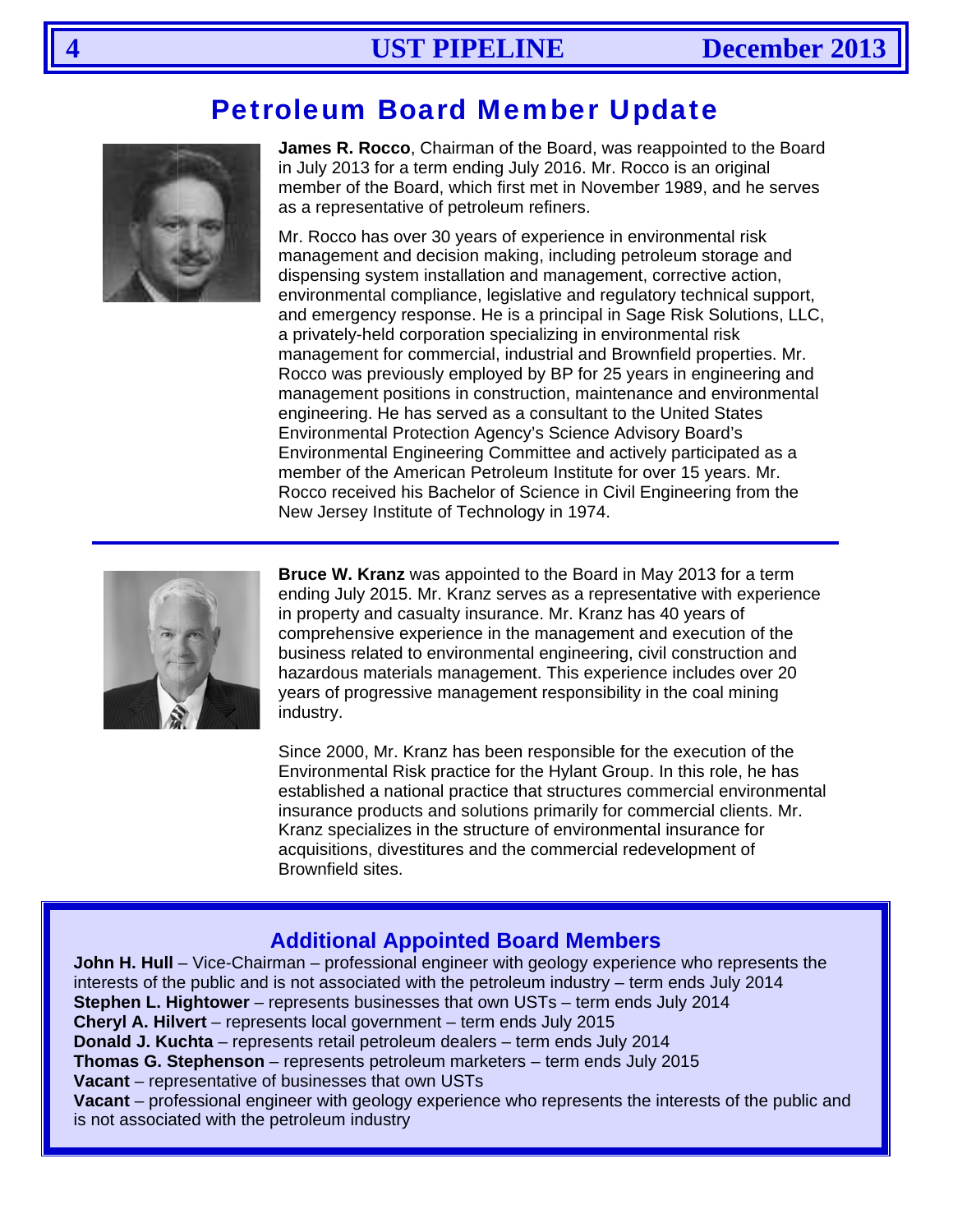# Petroleum Board Member Update

**James R. Rocco**, Chairman of the Board, was reappointed to the Board in July 2013 for a term ending July 2016. Mr. Rocco is an original member of the Board, which first met in November 1989, and he serves as a representative of petroleum refiners.

Mr. Rocco has over 30 years of experience in environmental risk management and decision making, including petroleum storage and dispensing system installation and management, corrective action, environmental compliance, legislative and regulatory technical support, and emergency response. He is a principal in Sage Risk Solutions, LLC, a privately-held corporation specializing in environmental risk management for commercial, industrial and Brownfield properties. Mr. Rocco was previously employed by BP for 25 years in engineering and management positions in construction, maintenance and environmental engineering. He has served as a consultant to the United States Environmental Protection Agency's Science Advisory Board's Environmental Engineering Committee and actively participated as a member of the American Petroleum Institute for over 15 years. Mr. Rocco received his Bachelor of Science in Civil Engineering from the New Jersey Institute of Technology in 1974.

---

**Bruce W. Kranz** was appointed to the Board in May 2013 for a term ending July 2015. Mr. Kranz serves as a representative with experience in property and casualty insurance. Mr. Kranz has 40 years of comprehensive experience in the management and execution of the business related to environmental engineering, civil construction and hazardous materials management. This experience includes over 20 years of progressive management responsibility in the coal mining industry.

Since 2000, Mr. Kranz has been responsible for the execution of the Environmental Risk practice for the Hylant Group. In this role, he has established a national practice that structures commercial environmental insurance products and solutions primarily for commercial clients. Mr. Kranz specializes in the structure of environmental insurance for acquisitions, divestitures and the commercial redevelopment of Brownfield sites.

## Additional Appointed Board Members

**John H. Hull** – Vice-Chairman – professional engineer with geology experience who represents the interests of the public and is not associated with the petroleum industry – term ends July 2014
**Stephen L. Hightower** – represents businesses that own USTs – term ends July 2014
**Cheryl A. Hilvert** – represents local government – term ends July 2015
**Donald J. Kuchta** – represents retail petroleum dealers – term ends July 2014
**Thomas G. Stephenson** – represents petroleum marketers – term ends July 2015
**Vacant** – representative of businesses that own USTs
**Vacant** – professional engineer with geology experience who represents the interests of the public and is not associated with the petroleum industry